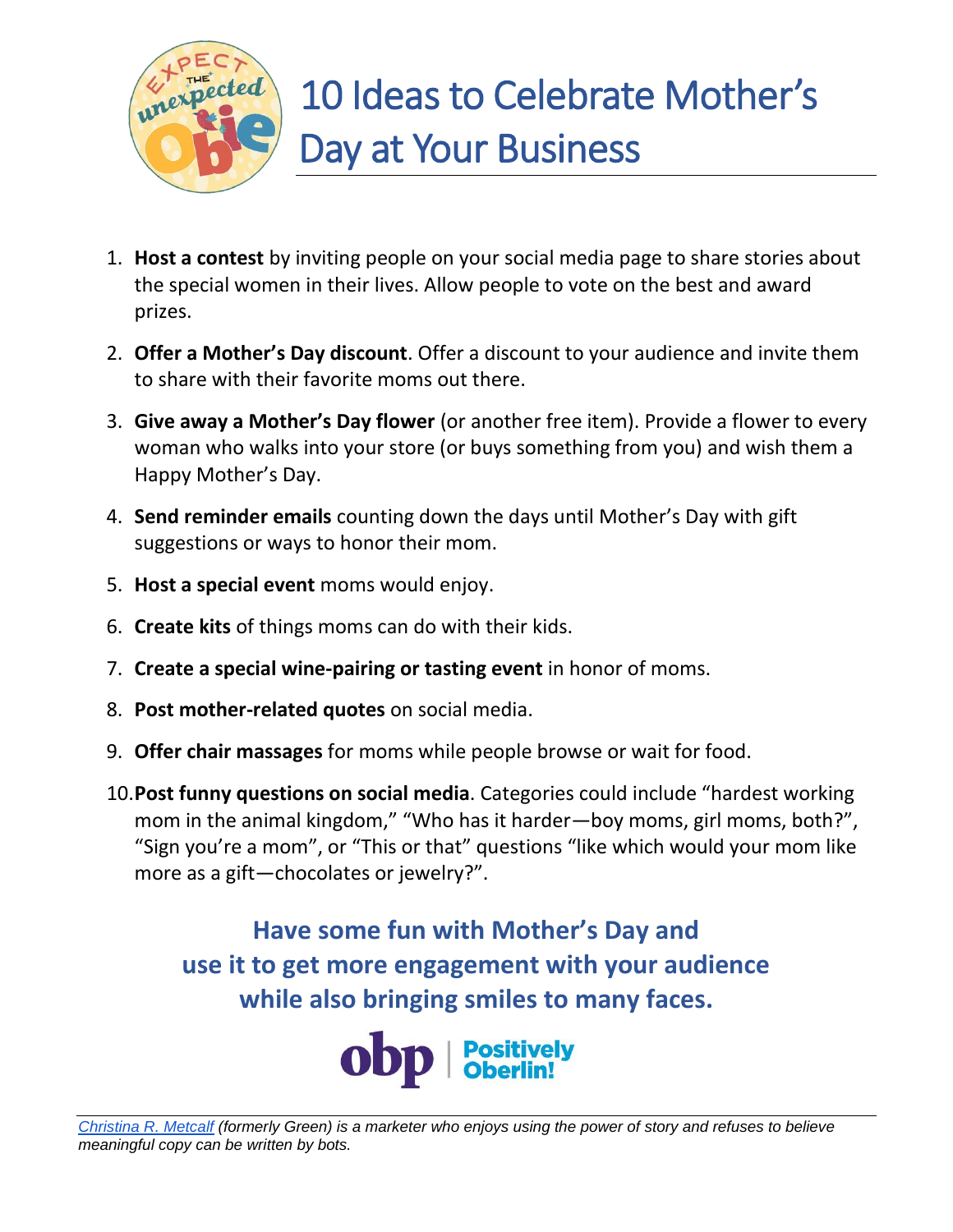# 10 Ideas to Celebrate Mother's Day at Your Business

1. **Host a contest** by inviting people on your social media page to share stories about the special women in their lives. Allow people to vote on the best and award prizes.
2. **Offer a Mother's Day discount**. Offer a discount to your audience and invite them to share with their favorite moms out there.
3. **Give away a Mother's Day flower** (or another free item). Provide a flower to every woman who walks into your store (or buys something from you) and wish them a Happy Mother's Day.
4. **Send reminder emails** counting down the days until Mother's Day with gift suggestions or ways to honor their mom.
5. **Host a special event** moms would enjoy.
6. **Create kits** of things moms can do with their kids.
7. **Create a special wine-pairing or tasting event** in honor of moms.
8. **Post mother-related quotes** on social media.
9. **Offer chair massages** for moms while people browse or wait for food.
10. **Post funny questions on social media**. Categories could include "hardest working mom in the animal kingdom," "Who has it harder—boy moms, girl moms, both?", "Sign you're a mom", or "This or that" questions "like which would your mom like more as a gift—chocolates or jewelry?".

**Have some fun with Mother's Day and use it to get more engagement with your audience while also bringing smiles to many faces.**

obp | Positively Oberlin!

*Christina R. Metcalf (formerly Green) is a marketer who enjoys using the power of story and refuses to believe meaningful copy can be written by bots.*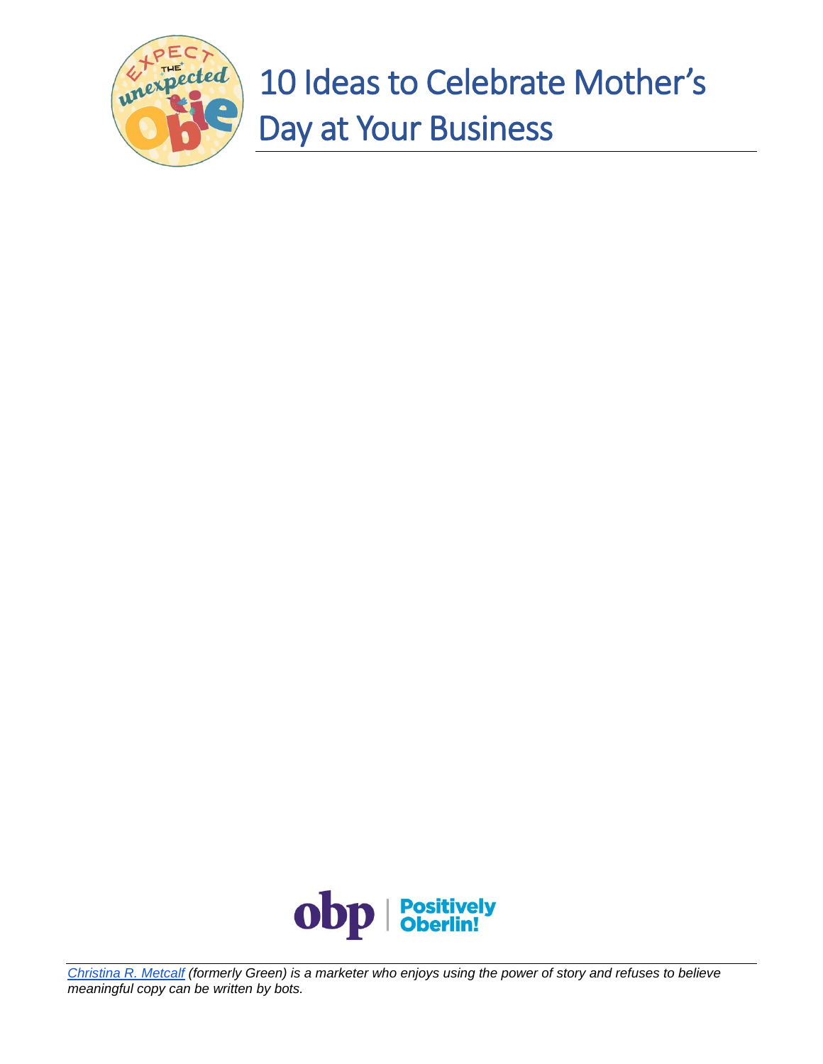# 10 Ideas to Celebrate Mother's Day at Your Business

*Christina R. Metcalf (formerly Green) is a marketer who enjoys using the power of story and refuses to believe meaningful copy can be written by bots.*